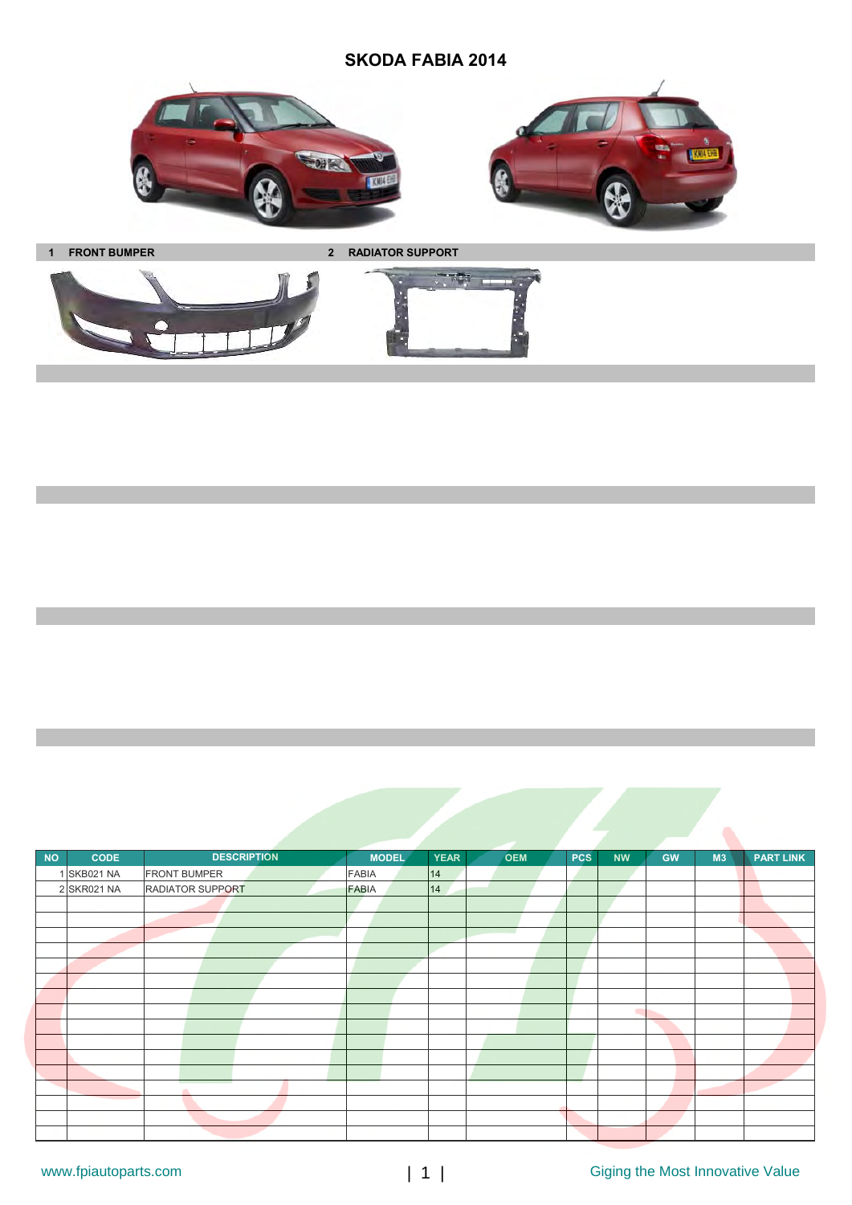# SKODA FABIA 2014

**1 FRONT BUMPER** **2 RADIATOR SUPPORT**

| NO | CODE | DESCRIPTION | MODEL | YEAR | OEM | PCS | NW | GW | M3 | PART LINK |
|---|---|---|---|---|---|---|---|---|---|---|
| 1 | SKB021 NA | FRONT BUMPER | FABIA | 14 | | | | | | |
| 2 | SKR021 NA | RADIATOR SUPPORT | FABIA | 14 | | | | | | |

www.fpiautoparts.com

Giging the Most Innovative Value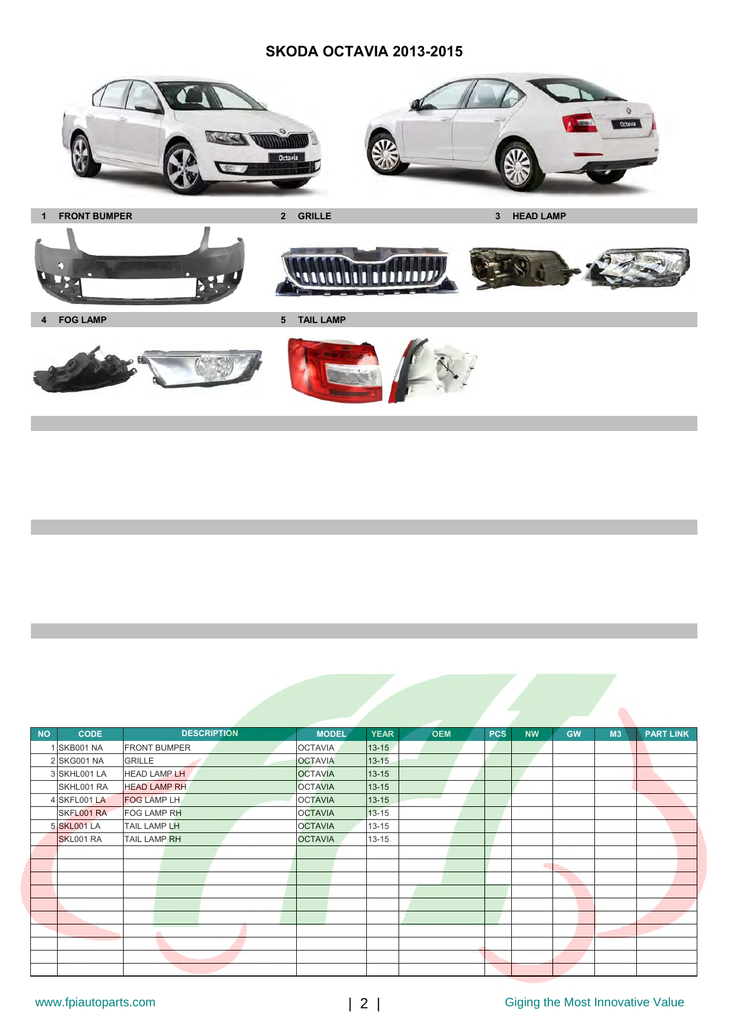# SKODA OCTAVIA 2013-2015

1 FRONT BUMPER

2 GRILLE

3 HEAD LAMP

4 FOG LAMP

5 TAIL LAMP

| NO | CODE | DESCRIPTION | MODEL | YEAR | OEM | PCS | NW | GW | M3 | PART LINK |
|---|---|---|---|---|---|---|---|---|---|---|
| 1 | SKB001 NA | FRONT BUMPER | OCTAVIA | 13-15 | | | | | | |
| 2 | SKG001 NA | GRILLE | OCTAVIA | 13-15 | | | | | | |
| 3 | SKHL001 LA | HEAD LAMP LH | OCTAVIA | 13-15 | | | | | | |
| | SKHL001 RA | HEAD LAMP RH | OCTAVIA | 13-15 | | | | | | |
| 4 | SKFL001 LA | FOG LAMP LH | OCTAVIA | 13-15 | | | | | | |
| | SKFL001 RA | FOG LAMP RH | OCTAVIA | 13-15 | | | | | | |
| 5 | SKL001 LA | TAIL LAMP LH | OCTAVIA | 13-15 | | | | | | |
| | SKL001 RA | TAIL LAMP RH | OCTAVIA | 13-15 | | | | | | |

www.fpiautoparts.com

Giging the Most Innovative Value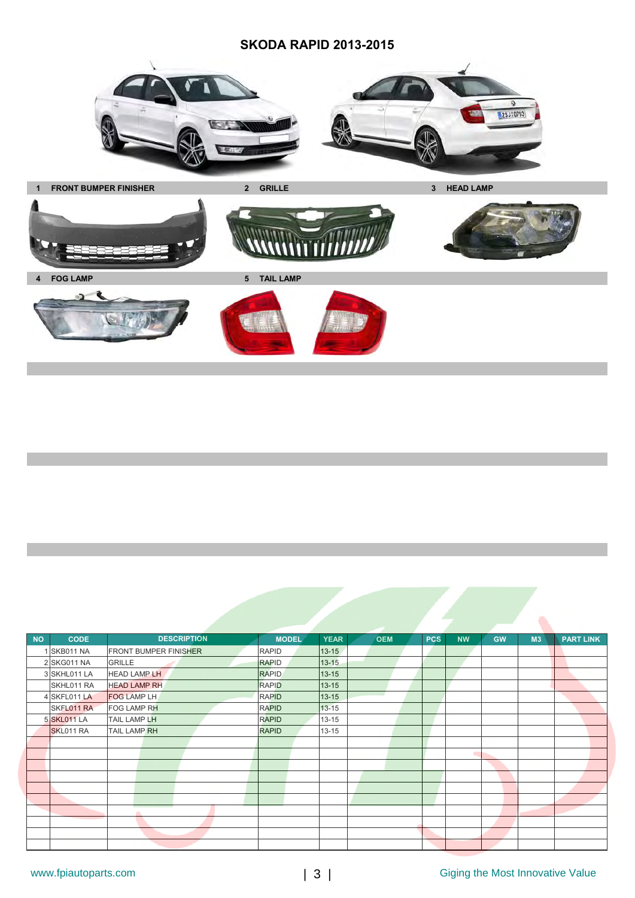# SKODA RAPID 2013-2015

**1 FRONT BUMPER FINISHER** | **2 GRILLE** | **3 HEAD LAMP**

**4 FOG LAMP** | **5 TAIL LAMP**

| NO | CODE | DESCRIPTION | MODEL | YEAR | OEM | PCS | NW | GW | M3 | PART LINK |
|---|---|---|---|---|---|---|---|---|---|---|
| 1 | SKB011 NA | FRONT BUMPER FINISHER | RAPID | 13-15 | | | | | | |
| 2 | SKG011 NA | GRILLE | RAPID | 13-15 | | | | | | |
| 3 | SKHL011 LA | HEAD LAMP LH | RAPID | 13-15 | | | | | | |
| | SKHL011 RA | HEAD LAMP RH | RAPID | 13-15 | | | | | | |
| 4 | SKFL011 LA | FOG LAMP LH | RAPID | 13-15 | | | | | | |
| | SKFL011 RA | FOG LAMP RH | RAPID | 13-15 | | | | | | |
| 5 | SKL011 LA | TAIL LAMP LH | RAPID | 13-15 | | | | | | |
| | SKL011 RA | TAIL LAMP RH | RAPID | 13-15 | | | | | | |

www.fpiautoparts.com

Giging the Most Innovative Value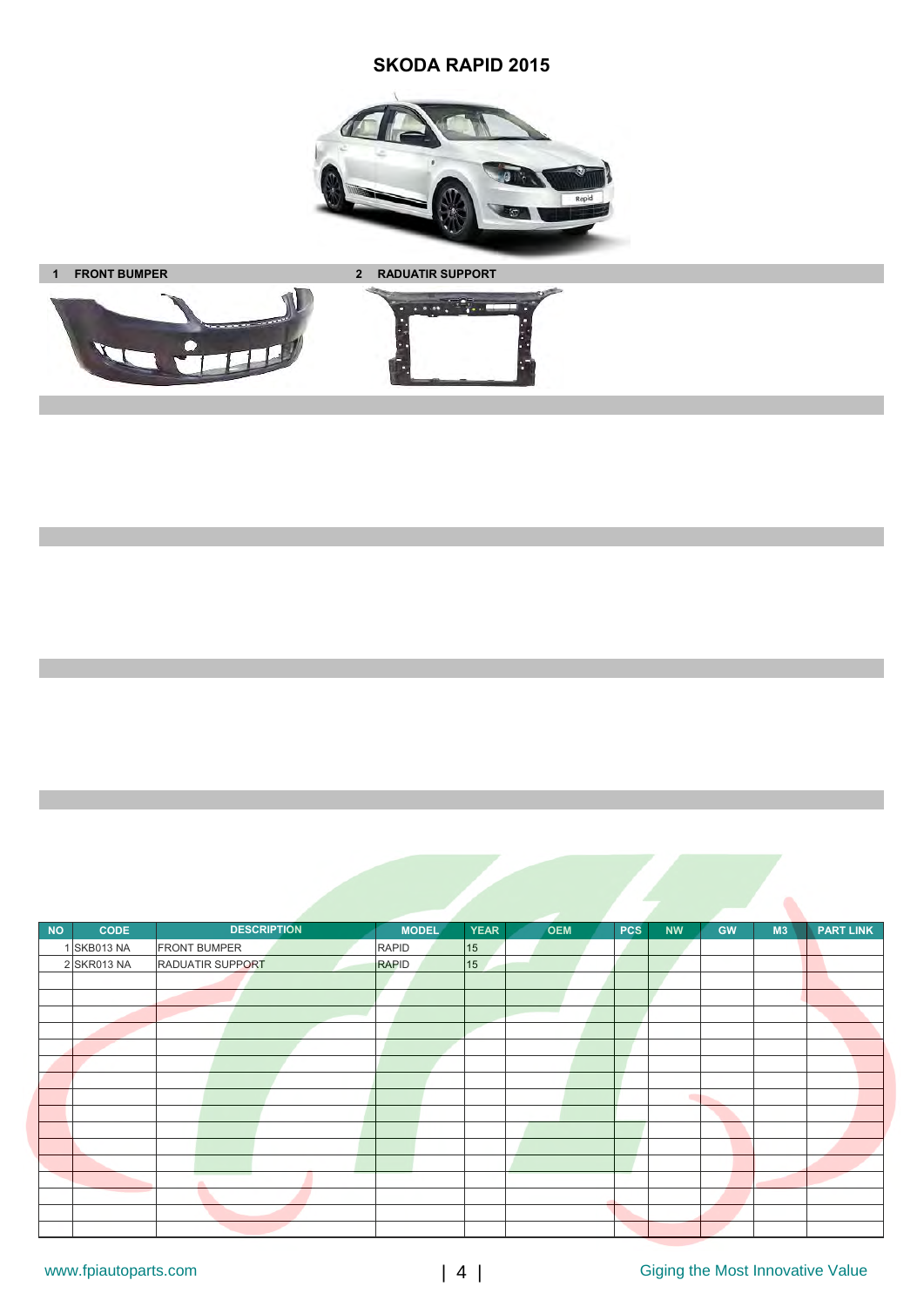# SKODA RAPID 2015

**1 FRONT BUMPER**

**2 RADUATIR SUPPORT**

| NO | CODE | DESCRIPTION | MODEL | YEAR | OEM | PCS | NW | GW | M3 | PART LINK |
|---|---|---|---|---|---|---|---|---|---|---|
| 1 | SKB013 NA | FRONT BUMPER | RAPID | 15 | | | | | | |
| 2 | SKR013 NA | RADUATIR SUPPORT | RAPID | 15 | | | | | | |

www.fpiautoparts.com

Giging the Most Innovative Value